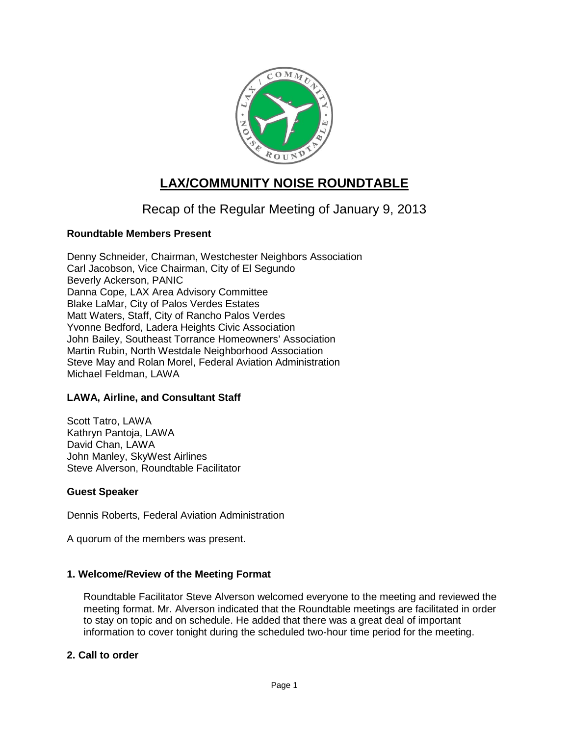# LAX/COMMUNITY NOISE ROUNDTABLE

## Recap of the Regular Meeting of January 9, 2013

### Roundtable Members Present

Denny Schneider, Chairman, Westchester Neighbors Association
Carl Jacobson, Vice Chairman, City of El Segundo
Beverly Ackerson, PANIC
Danna Cope, LAX Area Advisory Committee
Blake LaMar, City of Palos Verdes Estates
Matt Waters, Staff, City of Rancho Palos Verdes
Yvonne Bedford, Ladera Heights Civic Association
John Bailey, Southeast Torrance Homeowners' Association
Martin Rubin, North Westdale Neighborhood Association
Steve May and Rolan Morel, Federal Aviation Administration
Michael Feldman, LAWA

### LAWA, Airline, and Consultant Staff

Scott Tatro, LAWA
Kathryn Pantoja, LAWA
David Chan, LAWA
John Manley, SkyWest Airlines
Steve Alverson, Roundtable Facilitator

### Guest Speaker

Dennis Roberts, Federal Aviation Administration

A quorum of the members was present.

### 1. Welcome/Review of the Meeting Format

Roundtable Facilitator Steve Alverson welcomed everyone to the meeting and reviewed the meeting format. Mr. Alverson indicated that the Roundtable meetings are facilitated in order to stay on topic and on schedule. He added that there was a great deal of important information to cover tonight during the scheduled two-hour time period for the meeting.

### 2. Call to order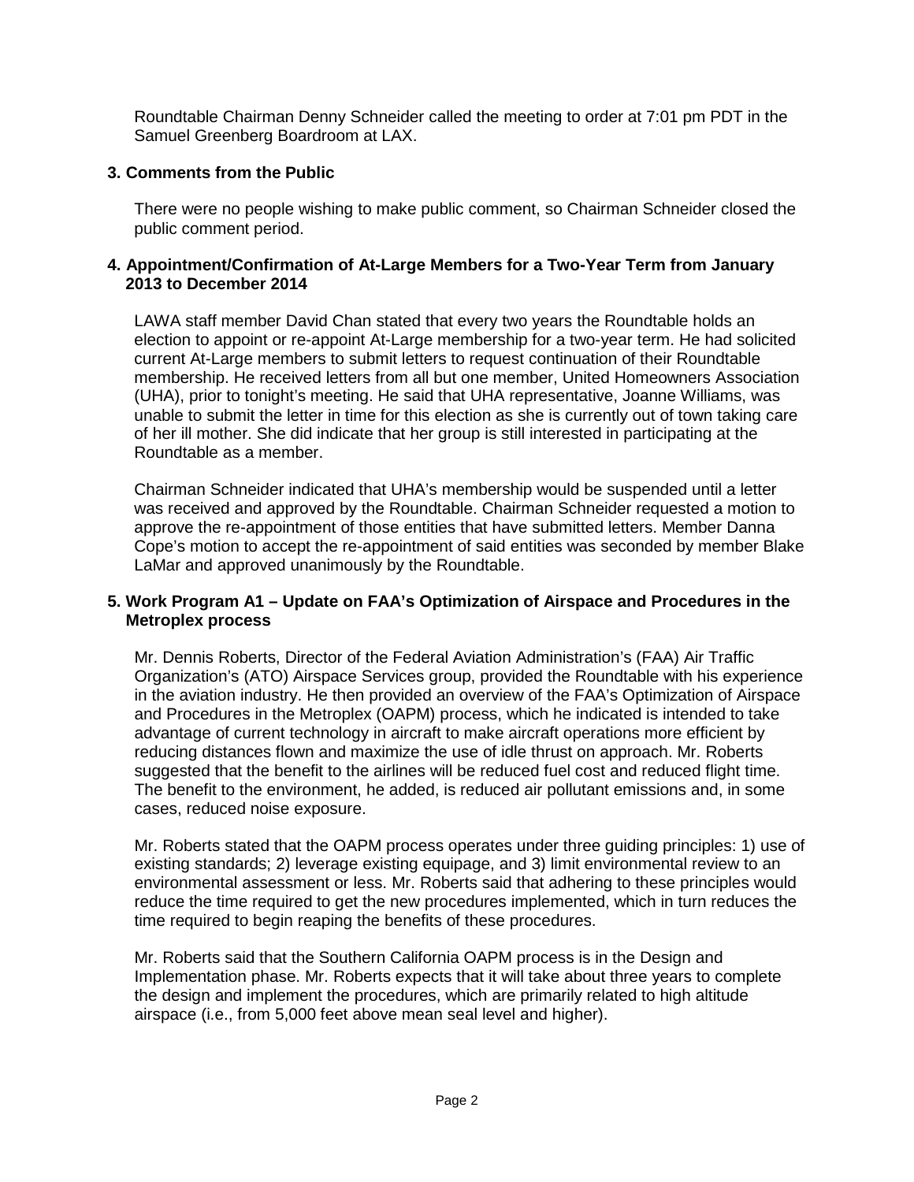Roundtable Chairman Denny Schneider called the meeting to order at 7:01 pm PDT in the Samuel Greenberg Boardroom at LAX.

### 3. Comments from the Public

There were no people wishing to make public comment, so Chairman Schneider closed the public comment period.

### 4. Appointment/Confirmation of At-Large Members for a Two-Year Term from January 2013 to December 2014

LAWA staff member David Chan stated that every two years the Roundtable holds an election to appoint or re-appoint At-Large membership for a two-year term. He had solicited current At-Large members to submit letters to request continuation of their Roundtable membership. He received letters from all but one member, United Homeowners Association (UHA), prior to tonight's meeting. He said that UHA representative, Joanne Williams, was unable to submit the letter in time for this election as she is currently out of town taking care of her ill mother. She did indicate that her group is still interested in participating at the Roundtable as a member.

Chairman Schneider indicated that UHA's membership would be suspended until a letter was received and approved by the Roundtable. Chairman Schneider requested a motion to approve the re-appointment of those entities that have submitted letters. Member Danna Cope's motion to accept the re-appointment of said entities was seconded by member Blake LaMar and approved unanimously by the Roundtable.

### 5. Work Program A1 – Update on FAA's Optimization of Airspace and Procedures in the Metroplex process

Mr. Dennis Roberts, Director of the Federal Aviation Administration's (FAA) Air Traffic Organization's (ATO) Airspace Services group, provided the Roundtable with his experience in the aviation industry. He then provided an overview of the FAA's Optimization of Airspace and Procedures in the Metroplex (OAPM) process, which he indicated is intended to take advantage of current technology in aircraft to make aircraft operations more efficient by reducing distances flown and maximize the use of idle thrust on approach. Mr. Roberts suggested that the benefit to the airlines will be reduced fuel cost and reduced flight time. The benefit to the environment, he added, is reduced air pollutant emissions and, in some cases, reduced noise exposure.

Mr. Roberts stated that the OAPM process operates under three guiding principles: 1) use of existing standards; 2) leverage existing equipage, and 3) limit environmental review to an environmental assessment or less. Mr. Roberts said that adhering to these principles would reduce the time required to get the new procedures implemented, which in turn reduces the time required to begin reaping the benefits of these procedures.

Mr. Roberts said that the Southern California OAPM process is in the Design and Implementation phase. Mr. Roberts expects that it will take about three years to complete the design and implement the procedures, which are primarily related to high altitude airspace (i.e., from 5,000 feet above mean sea level and higher).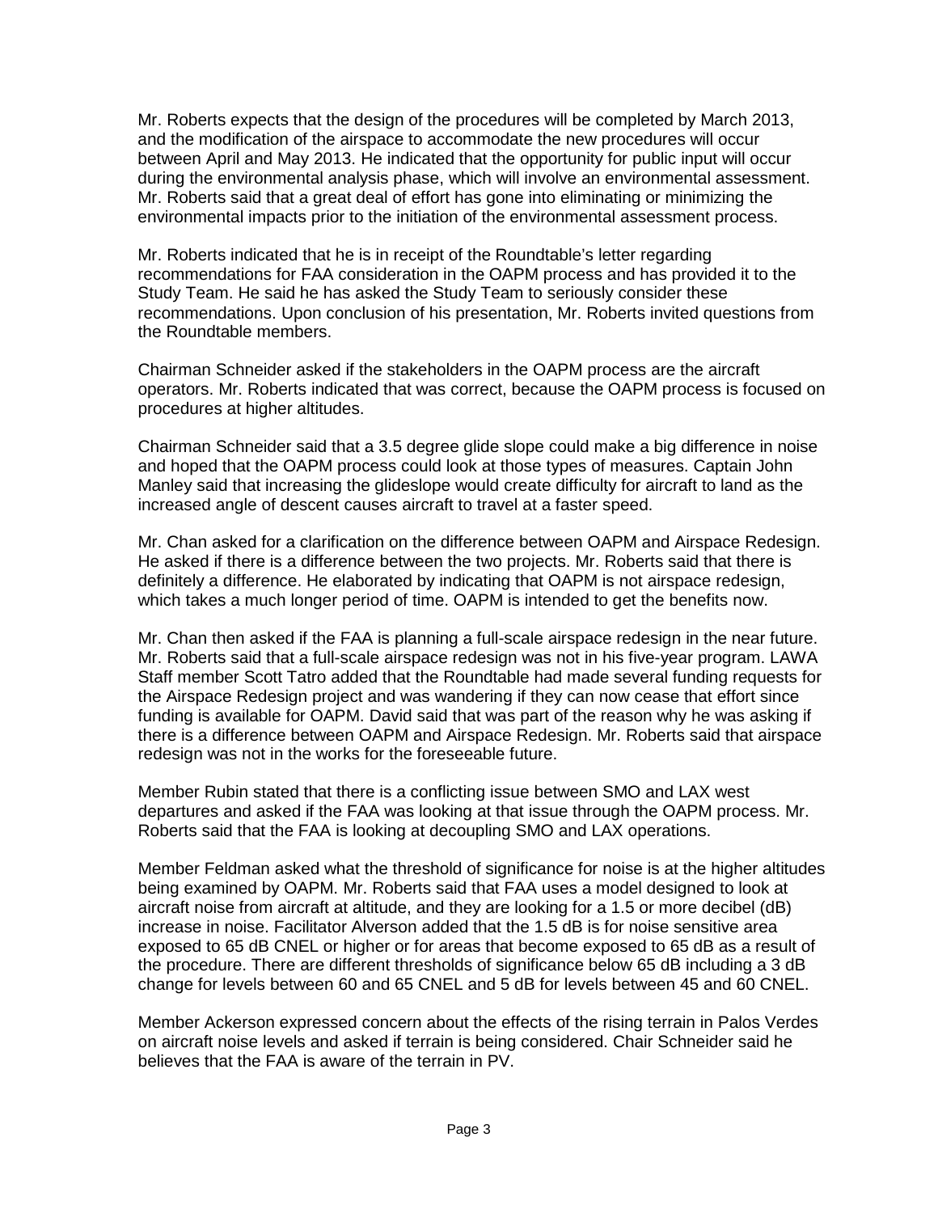Mr. Roberts expects that the design of the procedures will be completed by March 2013, and the modification of the airspace to accommodate the new procedures will occur between April and May 2013. He indicated that the opportunity for public input will occur during the environmental analysis phase, which will involve an environmental assessment. Mr. Roberts said that a great deal of effort has gone into eliminating or minimizing the environmental impacts prior to the initiation of the environmental assessment process.

Mr. Roberts indicated that he is in receipt of the Roundtable's letter regarding recommendations for FAA consideration in the OAPM process and has provided it to the Study Team. He said he has asked the Study Team to seriously consider these recommendations. Upon conclusion of his presentation, Mr. Roberts invited questions from the Roundtable members.

Chairman Schneider asked if the stakeholders in the OAPM process are the aircraft operators. Mr. Roberts indicated that was correct, because the OAPM process is focused on procedures at higher altitudes.

Chairman Schneider said that a 3.5 degree glide slope could make a big difference in noise and hoped that the OAPM process could look at those types of measures. Captain John Manley said that increasing the glideslope would create difficulty for aircraft to land as the increased angle of descent causes aircraft to travel at a faster speed.

Mr. Chan asked for a clarification on the difference between OAPM and Airspace Redesign. He asked if there is a difference between the two projects. Mr. Roberts said that there is definitely a difference. He elaborated by indicating that OAPM is not airspace redesign, which takes a much longer period of time. OAPM is intended to get the benefits now.

Mr. Chan then asked if the FAA is planning a full-scale airspace redesign in the near future. Mr. Roberts said that a full-scale airspace redesign was not in his five-year program. LAWA Staff member Scott Tatro added that the Roundtable had made several funding requests for the Airspace Redesign project and was wandering if they can now cease that effort since funding is available for OAPM. David said that was part of the reason why he was asking if there is a difference between OAPM and Airspace Redesign. Mr. Roberts said that airspace redesign was not in the works for the foreseeable future.

Member Rubin stated that there is a conflicting issue between SMO and LAX west departures and asked if the FAA was looking at that issue through the OAPM process. Mr. Roberts said that the FAA is looking at decoupling SMO and LAX operations.

Member Feldman asked what the threshold of significance for noise is at the higher altitudes being examined by OAPM. Mr. Roberts said that FAA uses a model designed to look at aircraft noise from aircraft at altitude, and they are looking for a 1.5 or more decibel (dB) increase in noise. Facilitator Alverson added that the 1.5 dB is for noise sensitive area exposed to 65 dB CNEL or higher or for areas that become exposed to 65 dB as a result of the procedure. There are different thresholds of significance below 65 dB including a 3 dB change for levels between 60 and 65 CNEL and 5 dB for levels between 45 and 60 CNEL.

Member Ackerson expressed concern about the effects of the rising terrain in Palos Verdes on aircraft noise levels and asked if terrain is being considered. Chair Schneider said he believes that the FAA is aware of the terrain in PV.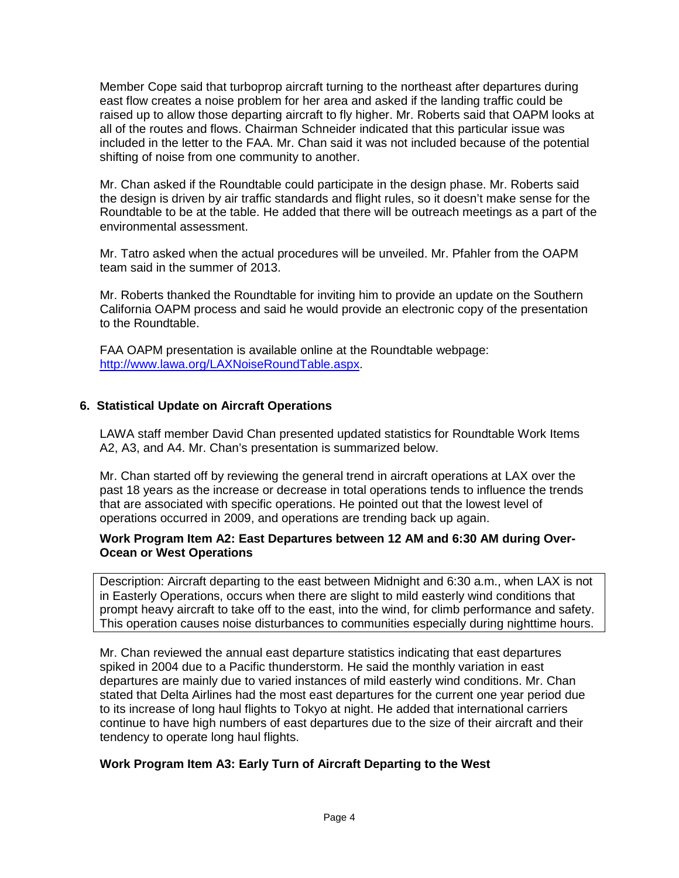Member Cope said that turboprop aircraft turning to the northeast after departures during east flow creates a noise problem for her area and asked if the landing traffic could be raised up to allow those departing aircraft to fly higher. Mr. Roberts said that OAPM looks at all of the routes and flows. Chairman Schneider indicated that this particular issue was included in the letter to the FAA. Mr. Chan said it was not included because of the potential shifting of noise from one community to another.

Mr. Chan asked if the Roundtable could participate in the design phase. Mr. Roberts said the design is driven by air traffic standards and flight rules, so it doesn't make sense for the Roundtable to be at the table. He added that there will be outreach meetings as a part of the environmental assessment.

Mr. Tatro asked when the actual procedures will be unveiled. Mr. Pfahler from the OAPM team said in the summer of 2013.

Mr. Roberts thanked the Roundtable for inviting him to provide an update on the Southern California OAPM process and said he would provide an electronic copy of the presentation to the Roundtable.

FAA OAPM presentation is available online at the Roundtable webpage: http://www.lawa.org/LAXNoiseRoundTable.aspx.

## 6. Statistical Update on Aircraft Operations

LAWA staff member David Chan presented updated statistics for Roundtable Work Items A2, A3, and A4. Mr. Chan's presentation is summarized below.

Mr. Chan started off by reviewing the general trend in aircraft operations at LAX over the past 18 years as the increase or decrease in total operations tends to influence the trends that are associated with specific operations. He pointed out that the lowest level of operations occurred in 2009, and operations are trending back up again.

### Work Program Item A2: East Departures between 12 AM and 6:30 AM during Over-Ocean or West Operations

Description: Aircraft departing to the east between Midnight and 6:30 a.m., when LAX is not in Easterly Operations, occurs when there are slight to mild easterly wind conditions that prompt heavy aircraft to take off to the east, into the wind, for climb performance and safety. This operation causes noise disturbances to communities especially during nighttime hours.

Mr. Chan reviewed the annual east departure statistics indicating that east departures spiked in 2004 due to a Pacific thunderstorm. He said the monthly variation in east departures are mainly due to varied instances of mild easterly wind conditions. Mr. Chan stated that Delta Airlines had the most east departures for the current one year period due to its increase of long haul flights to Tokyo at night. He added that international carriers continue to have high numbers of east departures due to the size of their aircraft and their tendency to operate long haul flights.

### Work Program Item A3: Early Turn of Aircraft Departing to the West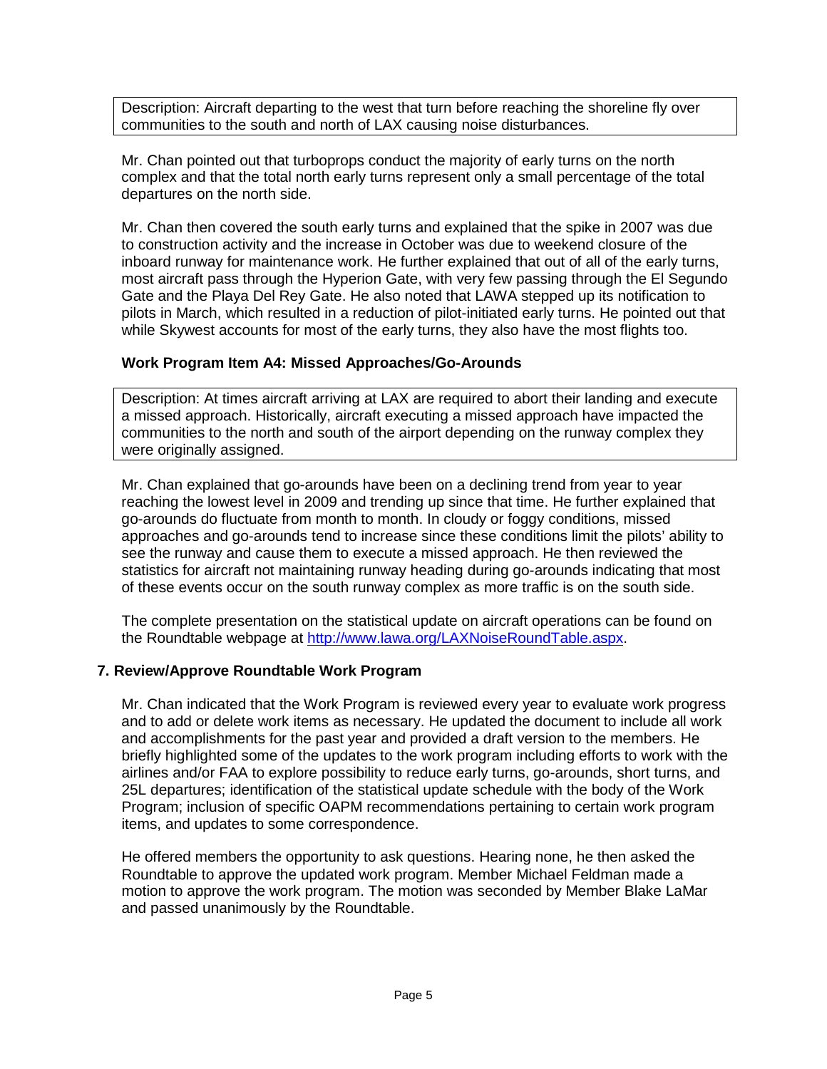Description: Aircraft departing to the west that turn before reaching the shoreline fly over communities to the south and north of LAX causing noise disturbances.

Mr. Chan pointed out that turboprops conduct the majority of early turns on the north complex and that the total north early turns represent only a small percentage of the total departures on the north side.

Mr. Chan then covered the south early turns and explained that the spike in 2007 was due to construction activity and the increase in October was due to weekend closure of the inboard runway for maintenance work. He further explained that out of all of the early turns, most aircraft pass through the Hyperion Gate, with very few passing through the El Segundo Gate and the Playa Del Rey Gate. He also noted that LAWA stepped up its notification to pilots in March, which resulted in a reduction of pilot-initiated early turns. He pointed out that while Skywest accounts for most of the early turns, they also have the most flights too.

**Work Program Item A4: Missed Approaches/Go-Arounds**

Description: At times aircraft arriving at LAX are required to abort their landing and execute a missed approach. Historically, aircraft executing a missed approach have impacted the communities to the north and south of the airport depending on the runway complex they were originally assigned.

Mr. Chan explained that go-arounds have been on a declining trend from year to year reaching the lowest level in 2009 and trending up since that time. He further explained that go-arounds do fluctuate from month to month. In cloudy or foggy conditions, missed approaches and go-arounds tend to increase since these conditions limit the pilots' ability to see the runway and cause them to execute a missed approach. He then reviewed the statistics for aircraft not maintaining runway heading during go-arounds indicating that most of these events occur on the south runway complex as more traffic is on the south side.

The complete presentation on the statistical update on aircraft operations can be found on the Roundtable webpage at [http://www.lawa.org/LAXNoiseRoundTable.aspx](http://www.lawa.org/LAXNoiseRoundTable.aspx).

## 7. Review/Approve Roundtable Work Program

Mr. Chan indicated that the Work Program is reviewed every year to evaluate work progress and to add or delete work items as necessary. He updated the document to include all work and accomplishments for the past year and provided a draft version to the members. He briefly highlighted some of the updates to the work program including efforts to work with the airlines and/or FAA to explore possibility to reduce early turns, go-arounds, short turns, and 25L departures; identification of the statistical update schedule with the body of the Work Program; inclusion of specific OAPM recommendations pertaining to certain work program items, and updates to some correspondence.

He offered members the opportunity to ask questions. Hearing none, he then asked the Roundtable to approve the updated work program. Member Michael Feldman made a motion to approve the work program. The motion was seconded by Member Blake LaMar and passed unanimously by the Roundtable.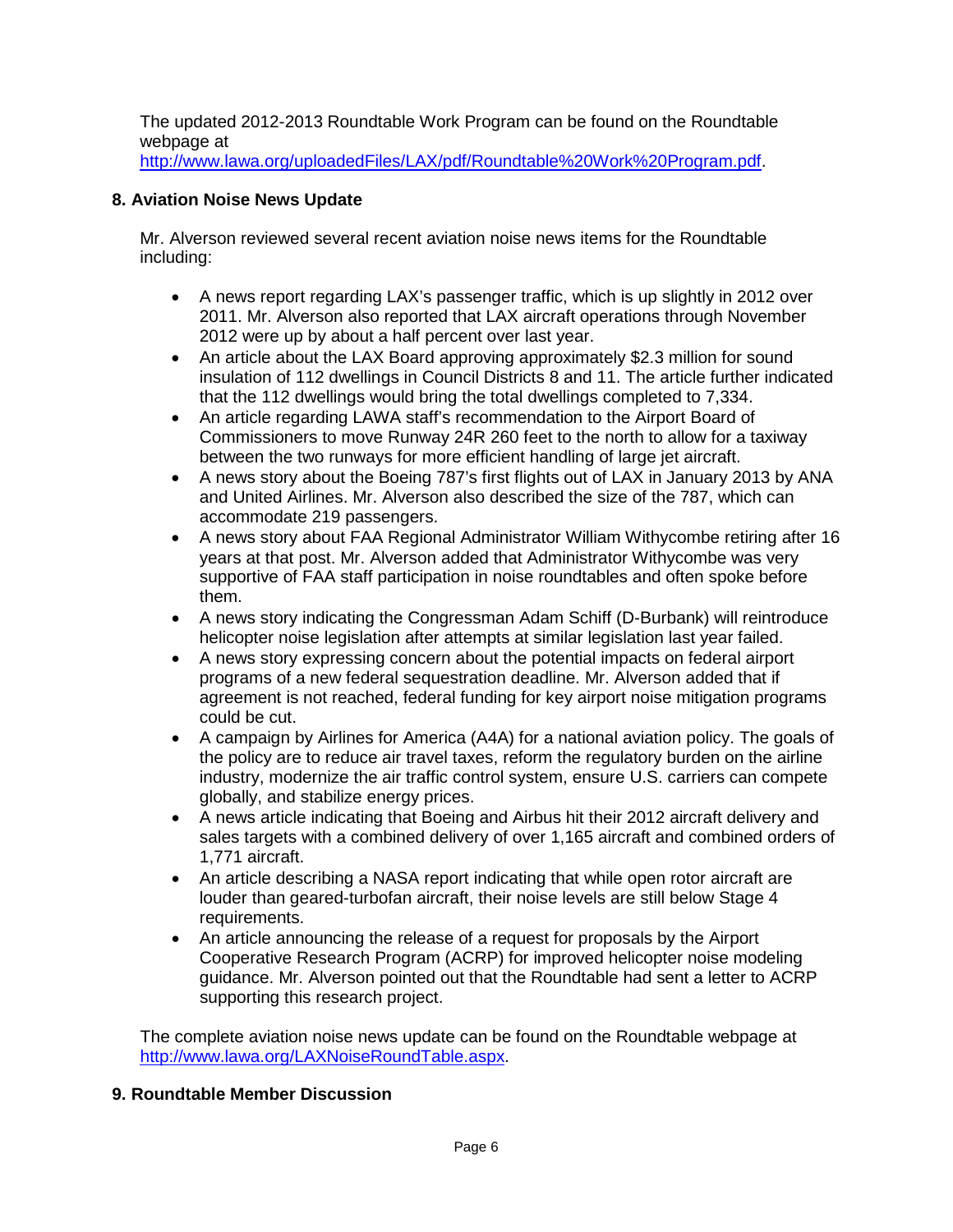The updated 2012-2013 Roundtable Work Program can be found on the Roundtable webpage at http://www.lawa.org/uploadedFiles/LAX/pdf/Roundtable%20Work%20Program.pdf.

**8. Aviation Noise News Update**

Mr. Alverson reviewed several recent aviation noise news items for the Roundtable including:

- A news report regarding LAX's passenger traffic, which is up slightly in 2012 over 2011. Mr. Alverson also reported that LAX aircraft operations through November 2012 were up by about a half percent over last year.
- An article about the LAX Board approving approximately $2.3 million for sound insulation of 112 dwellings in Council Districts 8 and 11. The article further indicated that the 112 dwellings would bring the total dwellings completed to 7,334.
- An article regarding LAWA staff's recommendation to the Airport Board of Commissioners to move Runway 24R 260 feet to the north to allow for a taxiway between the two runways for more efficient handling of large jet aircraft.
- A news story about the Boeing 787's first flights out of LAX in January 2013 by ANA and United Airlines. Mr. Alverson also described the size of the 787, which can accommodate 219 passengers.
- A news story about FAA Regional Administrator William Withycombe retiring after 16 years at that post. Mr. Alverson added that Administrator Withycombe was very supportive of FAA staff participation in noise roundtables and often spoke before them.
- A news story indicating the Congressman Adam Schiff (D-Burbank) will reintroduce helicopter noise legislation after attempts at similar legislation last year failed.
- A news story expressing concern about the potential impacts on federal airport programs of a new federal sequestration deadline. Mr. Alverson added that if agreement is not reached, federal funding for key airport noise mitigation programs could be cut.
- A campaign by Airlines for America (A4A) for a national aviation policy. The goals of the policy are to reduce air travel taxes, reform the regulatory burden on the airline industry, modernize the air traffic control system, ensure U.S. carriers can compete globally, and stabilize energy prices.
- A news article indicating that Boeing and Airbus hit their 2012 aircraft delivery and sales targets with a combined delivery of over 1,165 aircraft and combined orders of 1,771 aircraft.
- An article describing a NASA report indicating that while open rotor aircraft are louder than geared-turbofan aircraft, their noise levels are still below Stage 4 requirements.
- An article announcing the release of a request for proposals by the Airport Cooperative Research Program (ACRP) for improved helicopter noise modeling guidance. Mr. Alverson pointed out that the Roundtable had sent a letter to ACRP supporting this research project.

The complete aviation noise news update can be found on the Roundtable webpage at http://www.lawa.org/LAXNoiseRoundTable.aspx.

**9. Roundtable Member Discussion**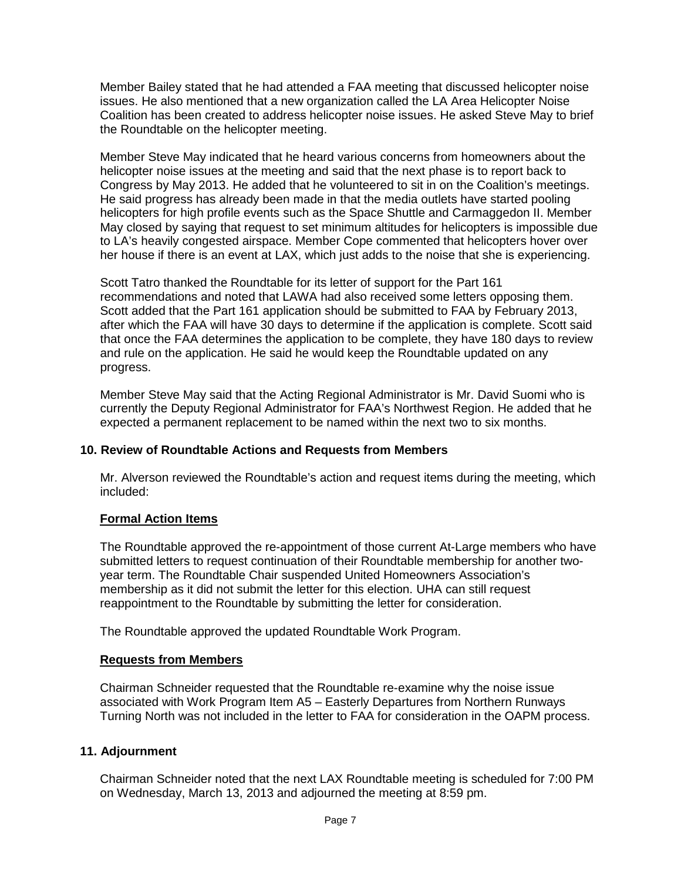Member Bailey stated that he had attended a FAA meeting that discussed helicopter noise issues. He also mentioned that a new organization called the LA Area Helicopter Noise Coalition has been created to address helicopter noise issues. He asked Steve May to brief the Roundtable on the helicopter meeting.

Member Steve May indicated that he heard various concerns from homeowners about the helicopter noise issues at the meeting and said that the next phase is to report back to Congress by May 2013. He added that he volunteered to sit in on the Coalition's meetings. He said progress has already been made in that the media outlets have started pooling helicopters for high profile events such as the Space Shuttle and Carmaggedon II. Member May closed by saying that request to set minimum altitudes for helicopters is impossible due to LA's heavily congested airspace. Member Cope commented that helicopters hover over her house if there is an event at LAX, which just adds to the noise that she is experiencing.

Scott Tatro thanked the Roundtable for its letter of support for the Part 161 recommendations and noted that LAWA had also received some letters opposing them. Scott added that the Part 161 application should be submitted to FAA by February 2013, after which the FAA will have 30 days to determine if the application is complete. Scott said that once the FAA determines the application to be complete, they have 180 days to review and rule on the application. He said he would keep the Roundtable updated on any progress.

Member Steve May said that the Acting Regional Administrator is Mr. David Suomi who is currently the Deputy Regional Administrator for FAA's Northwest Region. He added that he expected a permanent replacement to be named within the next two to six months.

## 10. Review of Roundtable Actions and Requests from Members

Mr. Alverson reviewed the Roundtable's action and request items during the meeting, which included:

### Formal Action Items

The Roundtable approved the re-appointment of those current At-Large members who have submitted letters to request continuation of their Roundtable membership for another two-year term. The Roundtable Chair suspended United Homeowners Association's membership as it did not submit the letter for this election. UHA can still request reappointment to the Roundtable by submitting the letter for consideration.

The Roundtable approved the updated Roundtable Work Program.

### Requests from Members

Chairman Schneider requested that the Roundtable re-examine why the noise issue associated with Work Program Item A5 – Easterly Departures from Northern Runways Turning North was not included in the letter to FAA for consideration in the OAPM process.

## 11. Adjournment

Chairman Schneider noted that the next LAX Roundtable meeting is scheduled for 7:00 PM on Wednesday, March 13, 2013 and adjourned the meeting at 8:59 pm.